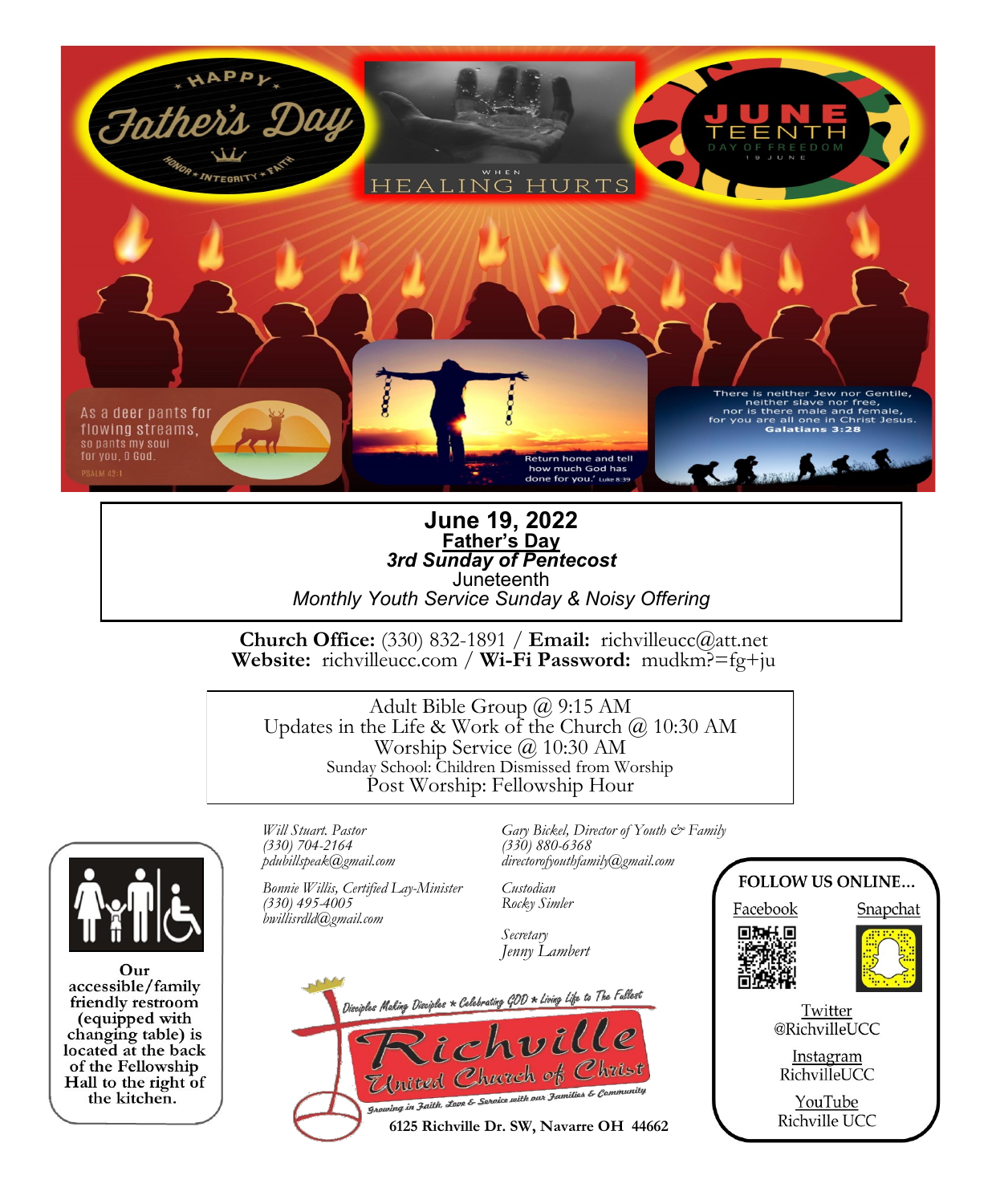Happy Father's Day — Honor * Integrity * Faith

When Healing Hurts

June Teenth — Day of Freedom — 19 June

As a deer pants for flowing streams, so pants my soul for you, O God. Psalm 42:1

Return home and tell how much God has done for you.' Luke 8:39

There is neither Jew nor Gentile, neither slave nor free, nor is there male and female, for you are all one in Christ Jesus. Galatians 3:28

# June 19, 2022

**Father's Day**

***3rd Sunday of Pentecost***

Juneteenth

*Monthly Youth Service Sunday & Noisy Offering*

**Church Office:** (330) 832-1891 / **Email:** richvilleucc@att.net
**Website:** richvilleucc.com / **Wi-Fi Password:** mudkm?=fg+ju

Adult Bible Group @ 9:15 AM
Updates in the Life & Work of the Church @ 10:30 AM
Worship Service @ 10:30 AM
Sunday School: Children Dismissed from Worship
Post Worship: Fellowship Hour

**Our accessible/family friendly restroom (equipped with changing table) is located at the back of the Fellowship Hall to the right of the kitchen.**

*Will Stuart. Pastor*
*(330) 704-2164*
*pdubillspeak@gmail.com*

*Bonnie Willis, Certified Lay-Minister*
*(330) 495-4005*
*bwillisrdld@gmail.com*

*Gary Bickel, Director of Youth & Family*
*(330) 880-6368*
*directorofyouthfamily@gmail.com*

*Custodian*
*Rocky Simler*

*Secretary*
*Jenny Lambert*

Disciples Making Disciples * Celebrating GOD * Living Life to The Fullest

**Richville United Church of Christ**

Growing in Faith, Love & Service with our Families & Community

**6125 Richville Dr. SW, Navarre OH 44662**

**FOLLOW US ONLINE…**

Facebook

Snapchat

Twitter
@RichvilleUCC

Instagram
RichvilleUCC

YouTube
Richville UCC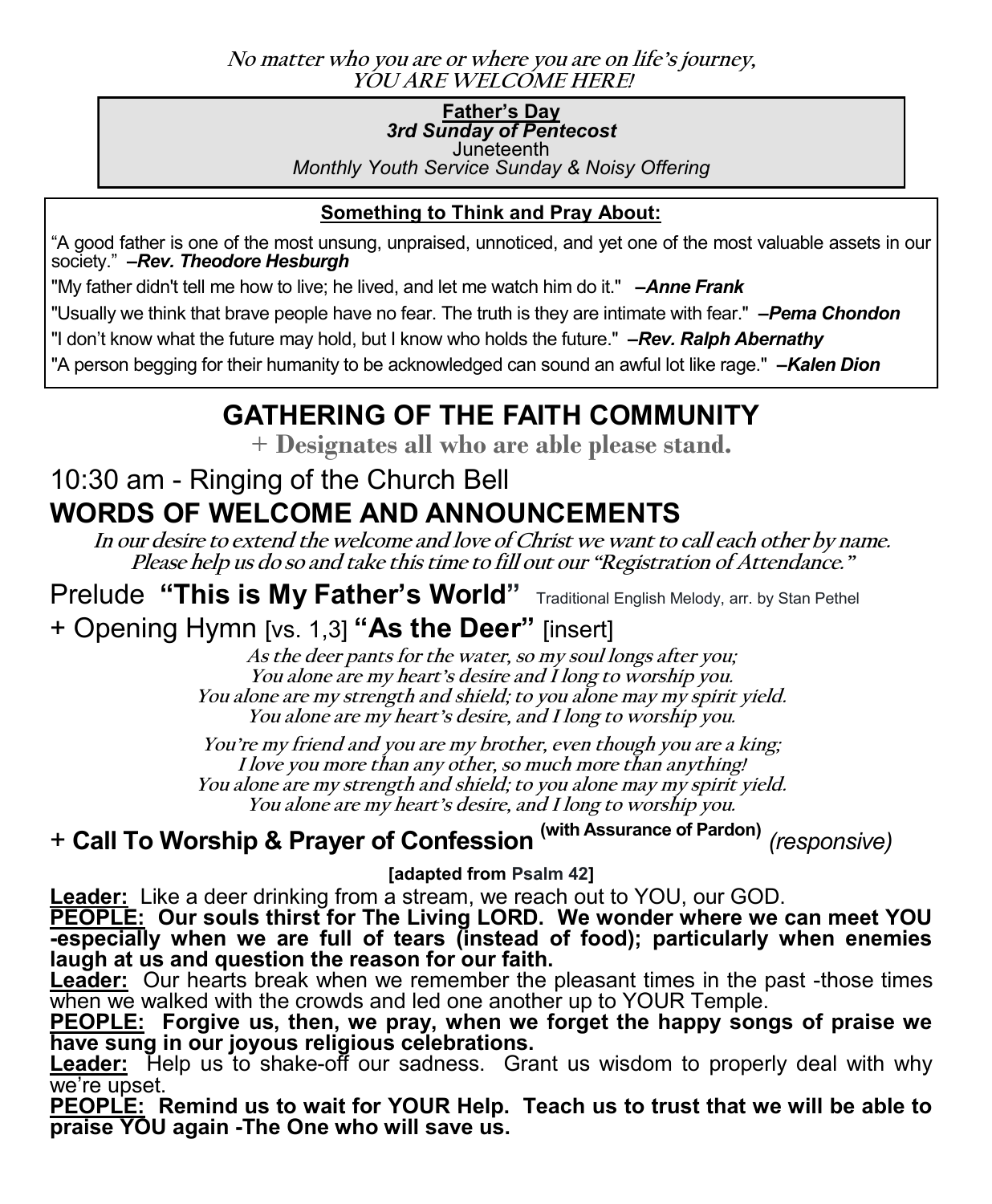**No matter who you are or where you are on life's journey,**
**YOU ARE WELCOME HERE!**

**Father's Day**
***3rd Sunday of Pentecost***
Juneteenth
*Monthly Youth Service Sunday & Noisy Offering*

**Something to Think and Pray About:**

"A good father is one of the most unsung, unpraised, unnoticed, and yet one of the most valuable assets in our society." ***–Rev. Theodore Hesburgh***

"My father didn't tell me how to live; he lived, and let me watch him do it." ***–Anne Frank***

"Usually we think that brave people have no fear. The truth is they are intimate with fear." ***–Pema Chondon***

"I don't know what the future may hold, but I know who holds the future." ***–Rev. Ralph Abernathy***

"A person begging for their humanity to be acknowledged can sound an awful lot like rage." ***–Kalen Dion***

# GATHERING OF THE FAITH COMMUNITY

**+ Designates all who are able please stand.**

## 10:30 am - Ringing of the Church Bell

## WORDS OF WELCOME AND ANNOUNCEMENTS

***In our desire to extend the welcome and love of Christ we want to call each other by name. Please help us do so and take this time to fill out our "Registration of Attendance."***

## Prelude **"This is My Father's World"** Traditional English Melody, arr. by Stan Pethel

## + Opening Hymn [vs. 1,3] **"As the Deer"** [insert]

***As the deer pants for the water, so my soul longs after you;***
***You alone are my heart's desire and I long to worship you.***
***You alone are my strength and shield; to you alone may my spirit yield.***
***You alone are my heart's desire, and I long to worship you.***

***You're my friend and you are my brother, even though you are a king;***
***I love you more than any other, so much more than anything!***
***You alone are my strength and shield; to you alone may my spirit yield.***
***You alone are my heart's desire, and I long to worship you.***

## + **Call To Worship & Prayer of Confession** **(with Assurance of Pardon)** *(responsive)*

**[adapted from Psalm 42]**

**Leader:** Like a deer drinking from a stream, we reach out to YOU, our GOD.

**PEOPLE: Our souls thirst for The Living LORD. We wonder where we can meet YOU -especially when we are full of tears (instead of food); particularly when enemies laugh at us and question the reason for our faith.**

**Leader:** Our hearts break when we remember the pleasant times in the past -those times when we walked with the crowds and led one another up to YOUR Temple.

**PEOPLE: Forgive us, then, we pray, when we forget the happy songs of praise we have sung in our joyous religious celebrations.**

**Leader:** Help us to shake-off our sadness. Grant us wisdom to properly deal with why we're upset.

**PEOPLE: Remind us to wait for YOUR Help. Teach us to trust that we will be able to praise YOU again -The One who will save us.**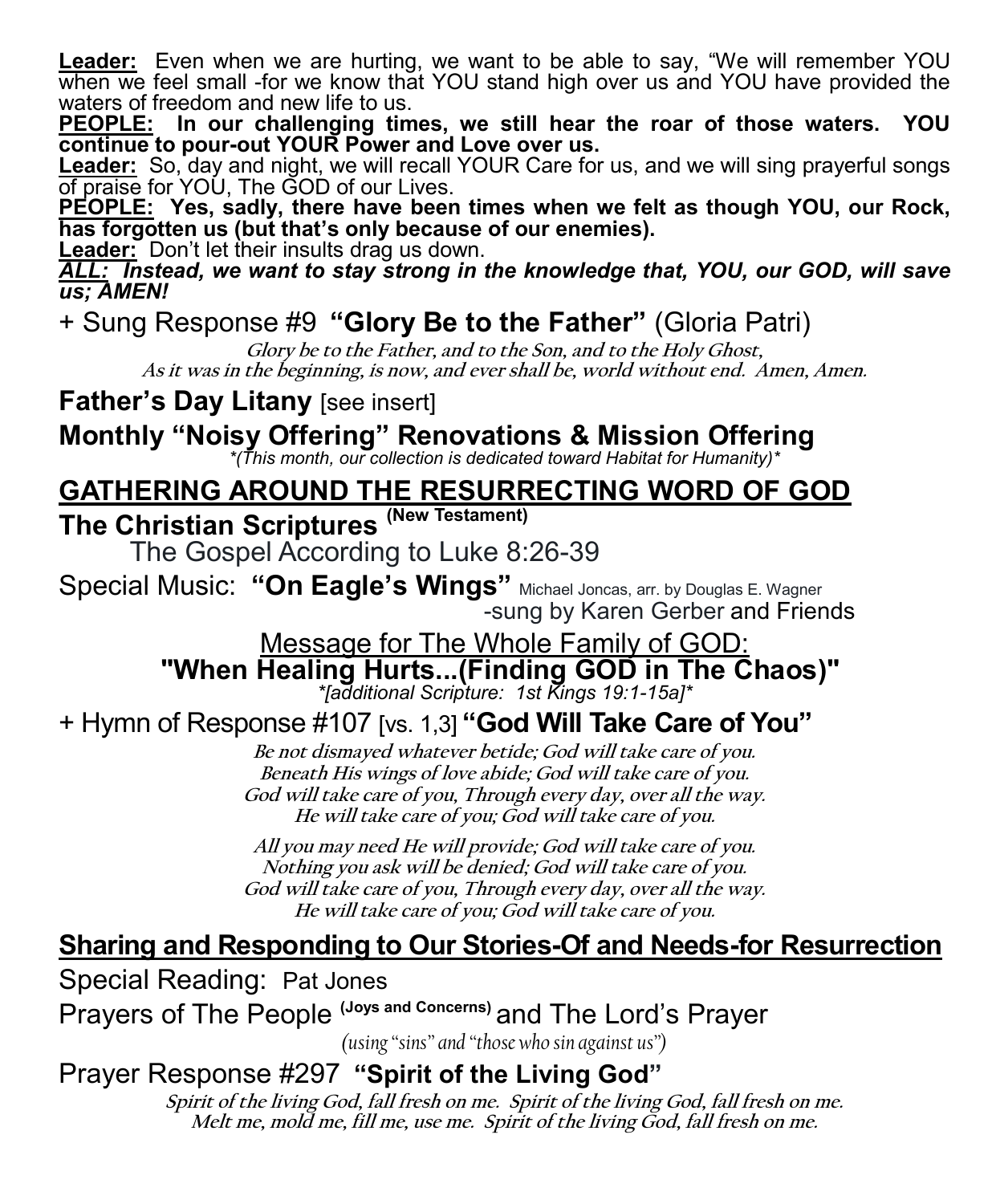**Leader:** Even when we are hurting, we want to be able to say, "We will remember YOU when we feel small -for we know that YOU stand high over us and YOU have provided the waters of freedom and new life to us.

**PEOPLE: In our challenging times, we still hear the roar of those waters. YOU continue to pour-out YOUR Power and Love over us.**

**Leader:** So, day and night, we will recall YOUR Care for us, and we will sing prayerful songs of praise for YOU, The GOD of our Lives.

**PEOPLE: Yes, sadly, there have been times when we felt as though YOU, our Rock, has forgotten us (but that's only because of our enemies).**

**Leader:** Don't let their insults drag us down.

***ALL:* *Instead, we want to stay strong in the knowledge that, YOU, our GOD, will save us; AMEN!***

+ Sung Response #9 **"Glory Be to the Father"** (Gloria Patri)

*Glory be to the Father, and to the Son, and to the Holy Ghost,*
*As it was in the beginning, is now, and ever shall be, world without end. Amen, Amen.*

**Father's Day Litany** [see insert]

**Monthly "Noisy Offering" Renovations & Mission Offering**

*(This month, our collection is dedicated toward Habitat for Humanity)*

## GATHERING AROUND THE RESURRECTING WORD OF GOD

**The Christian Scriptures (New Testament)**

The Gospel According to Luke 8:26-39

Special Music: **"On Eagle's Wings"** Michael Joncas, arr. by Douglas E. Wagner
-sung by Karen Gerber and Friends

Message for The Whole Family of GOD:
**"When Healing Hurts...(Finding GOD in The Chaos)"**
*[additional Scripture: 1st Kings 19:1-15a]*

+ Hymn of Response #107 [vs. 1,3] **"God Will Take Care of You"**

*Be not dismayed whatever betide; God will take care of you.*
*Beneath His wings of love abide; God will take care of you.*
*God will take care of you, Through every day, over all the way.*
*He will take care of you; God will take care of you.*

*All you may need He will provide; God will take care of you.*
*Nothing you ask will be denied; God will take care of you.*
*God will take care of you, Through every day, over all the way.*
*He will take care of you; God will take care of you.*

## Sharing and Responding to Our Stories-Of and Needs-for Resurrection

Special Reading: Pat Jones

Prayers of The People (Joys and Concerns) and The Lord's Prayer

*(using "sins" and "those who sin against us")*

Prayer Response #297 **"Spirit of the Living God"**

*Spirit of the living God, fall fresh on me. Spirit of the living God, fall fresh on me.*
*Melt me, mold me, fill me, use me. Spirit of the living God, fall fresh on me.*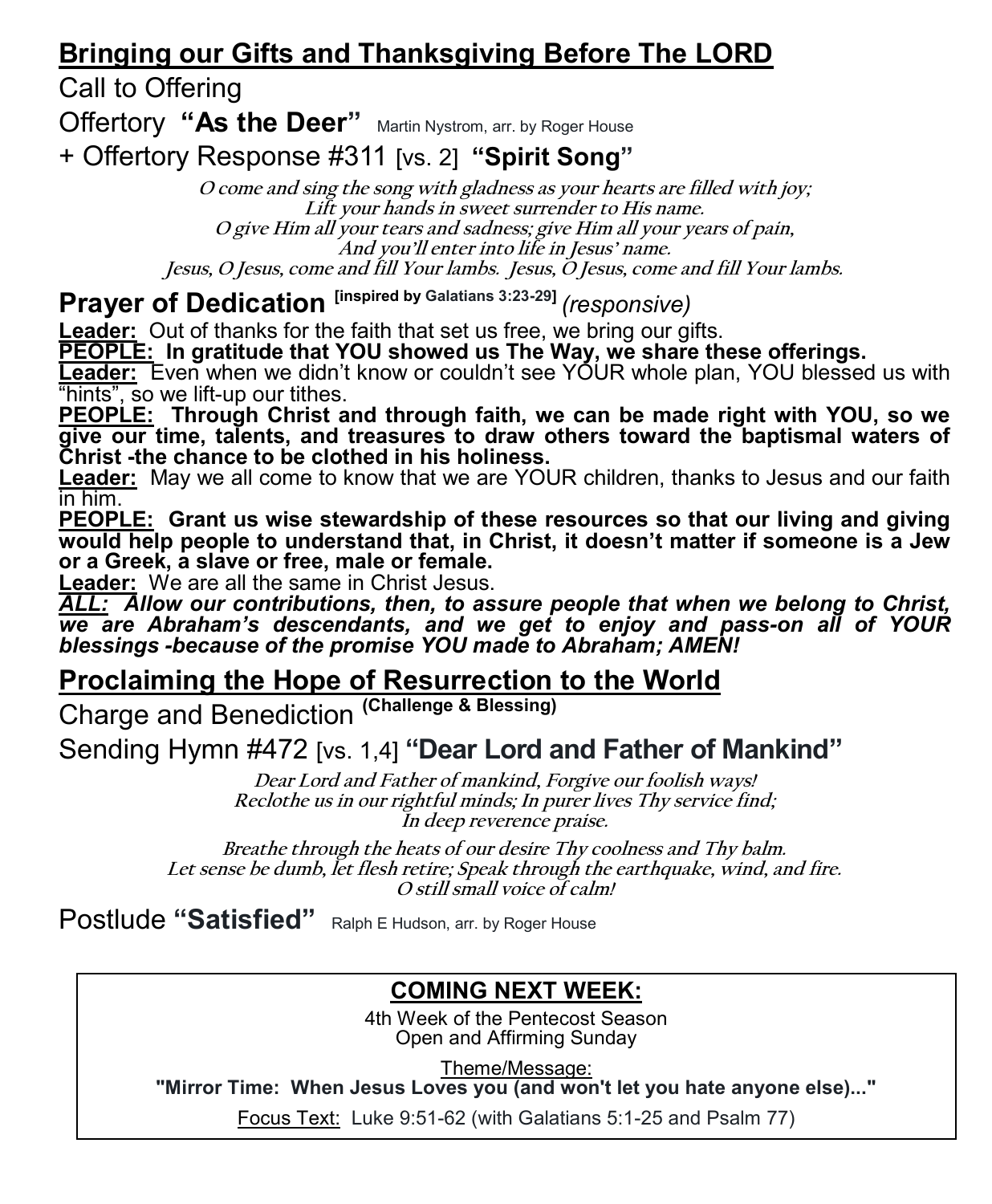## Bringing our Gifts and Thanksgiving Before The LORD

Call to Offering

Offertory **"As the Deer"** Martin Nystrom, arr. by Roger House

\+ Offertory Response #311 [vs. 2] **"Spirit Song"**

*O come and sing the song with gladness as your hearts are filled with joy;*
*Lift your hands in sweet surrender to His name.*
*O give Him all your tears and sadness; give Him all your years of pain,*
*And you'll enter into life in Jesus' name.*
*Jesus, O Jesus, come and fill Your lambs. Jesus, O Jesus, come and fill Your lambs.*

## Prayer of Dedication [inspired by Galatians 3:23-29] *(responsive)*

**Leader:** Out of thanks for the faith that set us free, we bring our gifts.

**PEOPLE: In gratitude that YOU showed us The Way, we share these offerings.**

**Leader:** Even when we didn't know or couldn't see YOUR whole plan, YOU blessed us with "hints", so we lift-up our tithes.

**PEOPLE: Through Christ and through faith, we can be made right with YOU, so we give our time, talents, and treasures to draw others toward the baptismal waters of Christ -the chance to be clothed in his holiness.**

**Leader:** May we all come to know that we are YOUR children, thanks to Jesus and our faith in him.

**PEOPLE: Grant us wise stewardship of these resources so that our living and giving would help people to understand that, in Christ, it doesn't matter if someone is a Jew or a Greek, a slave or free, male or female.**

**Leader:** We are all the same in Christ Jesus.

***ALL: Allow our contributions, then, to assure people that when we belong to Christ, we are Abraham's descendants, and we get to enjoy and pass-on all of YOUR blessings -because of the promise YOU made to Abraham; AMEN!***

## Proclaiming the Hope of Resurrection to the World

Charge and Benediction **(Challenge & Blessing)**

Sending Hymn #472 [vs. 1,4] **"Dear Lord and Father of Mankind"**

*Dear Lord and Father of mankind, Forgive our foolish ways!*
*Reclothe us in our rightful minds; In purer lives Thy service find;*
*In deep reverence praise.*

*Breathe through the heats of our desire Thy coolness and Thy balm.*
*Let sense be dumb, let flesh retire; Speak through the earthquake, wind, and fire.*
*O still small voice of calm!*

Postlude **"Satisfied"** Ralph E Hudson, arr. by Roger House

### COMING NEXT WEEK:

4th Week of the Pentecost Season
Open and Affirming Sunday

Theme/Message:
**"Mirror Time: When Jesus Loves you (and won't let you hate anyone else)..."**

Focus Text: Luke 9:51-62 (with Galatians 5:1-25 and Psalm 77)